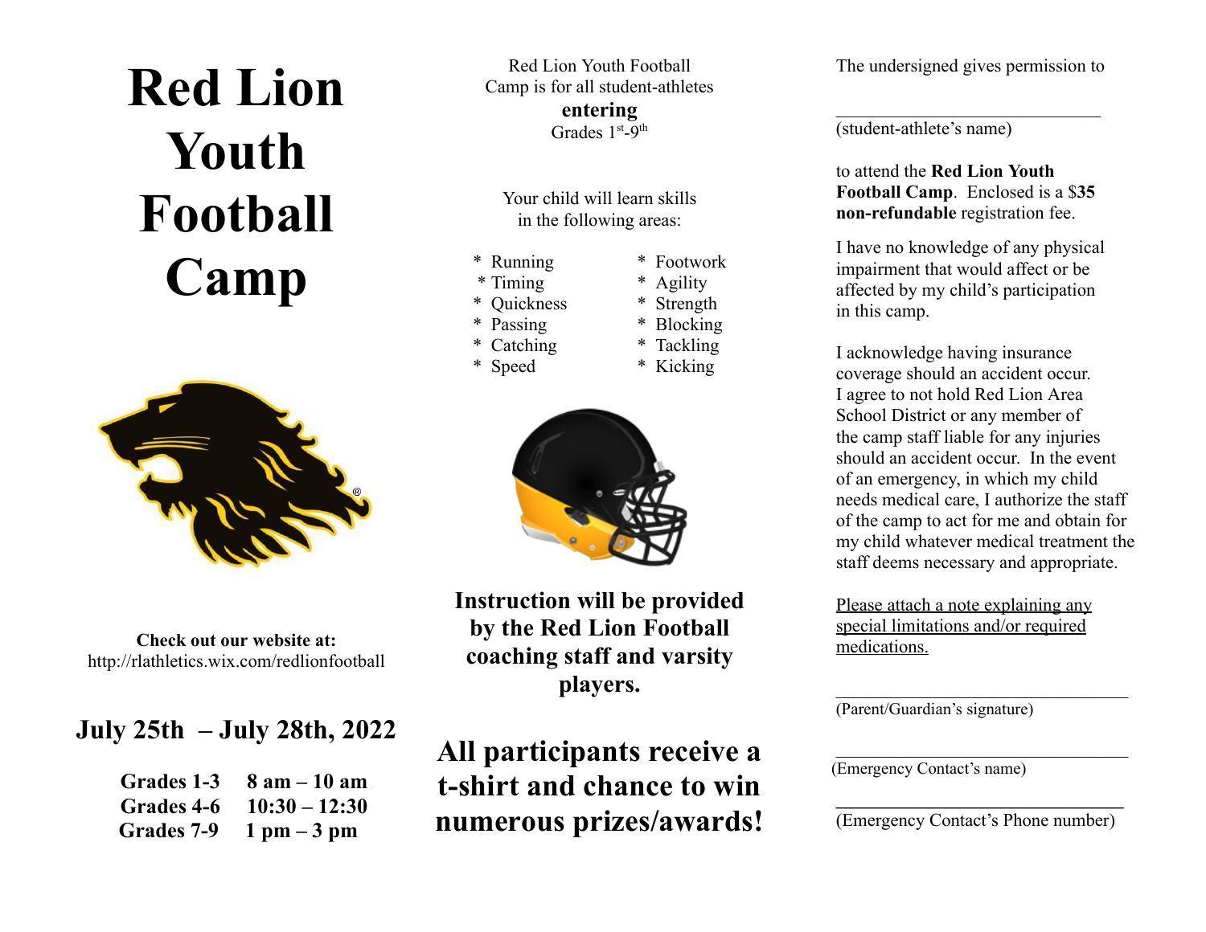# Red Lion Youth Football Camp

**Check out our website at:**
http://rlathletics.wix.com/redlionfootball

## July 25th – July 28th, 2022

**Grades 1-3     8 am – 10 am**
**Grades 4-6     10:30 – 12:30**
**Grades 7-9     1 pm – 3 pm**

Red Lion Youth Football Camp is for all student-athletes **entering** Grades 1st-9th

Your child will learn skills in the following areas:

- Running
- Timing
- Quickness
- Passing
- Catching
- Speed
- Footwork
- Agility
- Strength
- Blocking
- Tackling
- Kicking

**Instruction will be provided by the Red Lion Football coaching staff and varsity players.**

## All participants receive a t-shirt and chance to win numerous prizes/awards!

The undersigned gives permission to

\_\_\_\_\_\_\_\_\_\_\_\_\_\_\_\_\_\_\_\_\_\_\_\_\_\_\_\_\_\_
(student-athlete's name)

to attend the **Red Lion Youth Football Camp**. Enclosed is a $**35 non-refundable** registration fee.

I have no knowledge of any physical impairment that would affect or be affected by my child's participation in this camp.

I acknowledge having insurance coverage should an accident occur. I agree to not hold Red Lion Area School District or any member of the camp staff liable for any injuries should an accident occur. In the event of an emergency, in which my child needs medical care, I authorize the staff of the camp to act for me and obtain for my child whatever medical treatment the staff deems necessary and appropriate.

Please attach a note explaining any special limitations and/or required medications.

\_\_\_\_\_\_\_\_\_\_\_\_\_\_\_\_\_\_\_\_\_\_\_\_\_\_\_\_\_\_
(Parent/Guardian's signature)

\_\_\_\_\_\_\_\_\_\_\_\_\_\_\_\_\_\_\_\_\_\_\_\_\_\_\_\_\_\_
(Emergency Contact's name)

\_\_\_\_\_\_\_\_\_\_\_\_\_\_\_\_\_\_\_\_\_\_\_\_\_\_\_\_\_\_
(Emergency Contact's Phone number)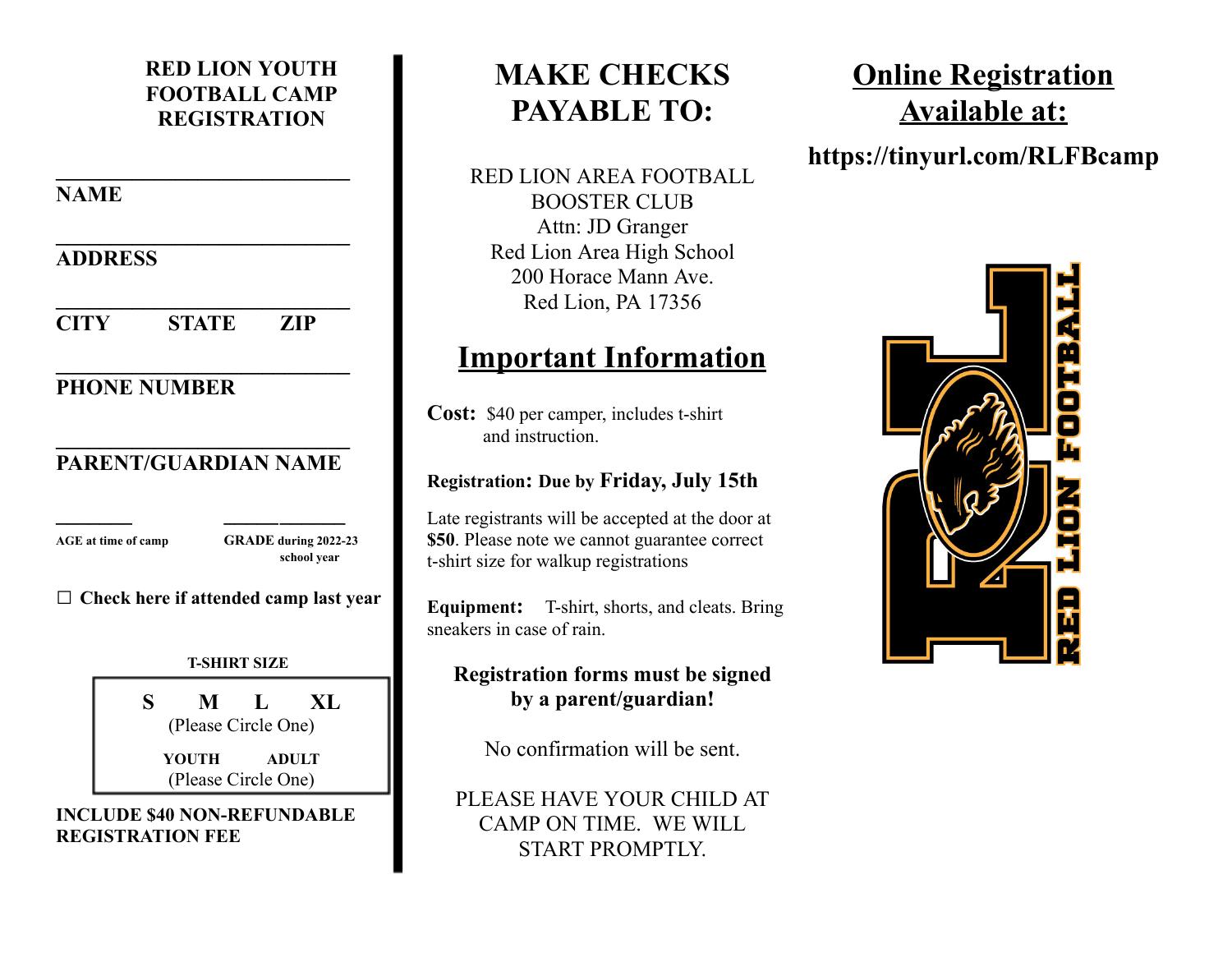# RED LION YOUTH FOOTBALL CAMP REGISTRATION

______________________________
**NAME**

______________________________
**ADDRESS**

______________________________
**CITY STATE ZIP**

______________________________
**PHONE NUMBER**

______________________________
**PARENT/GUARDIAN NAME**

________ ____________
**AGE at time of camp** **GRADE during 2022-23 school year**

☐ **Check here if attended camp last year**

**T-SHIRT SIZE**

**S M L XL**
(Please Circle One)

**YOUTH ADULT**
(Please Circle One)

**INCLUDE $40 NON-REFUNDABLE REGISTRATION FEE**

# MAKE CHECKS PAYABLE TO:

RED LION AREA FOOTBALL BOOSTER CLUB
Attn: JD Granger
Red Lion Area High School
200 Horace Mann Ave.
Red Lion, PA 17356

## Important Information

**Cost:** $40 per camper, includes t-shirt and instruction.

**Registration: Due by Friday, July 15th**

Late registrants will be accepted at the door at **$50**. Please note we cannot guarantee correct t-shirt size for walkup registrations

**Equipment:** T-shirt, shorts, and cleats. Bring sneakers in case of rain.

**Registration forms must be signed by a parent/guardian!**

No confirmation will be sent.

PLEASE HAVE YOUR CHILD AT CAMP ON TIME. WE WILL START PROMPTLY.

# Online Registration Available at:

**https://tinyurl.com/RLFBcamp**

RED LION FOOTBALL